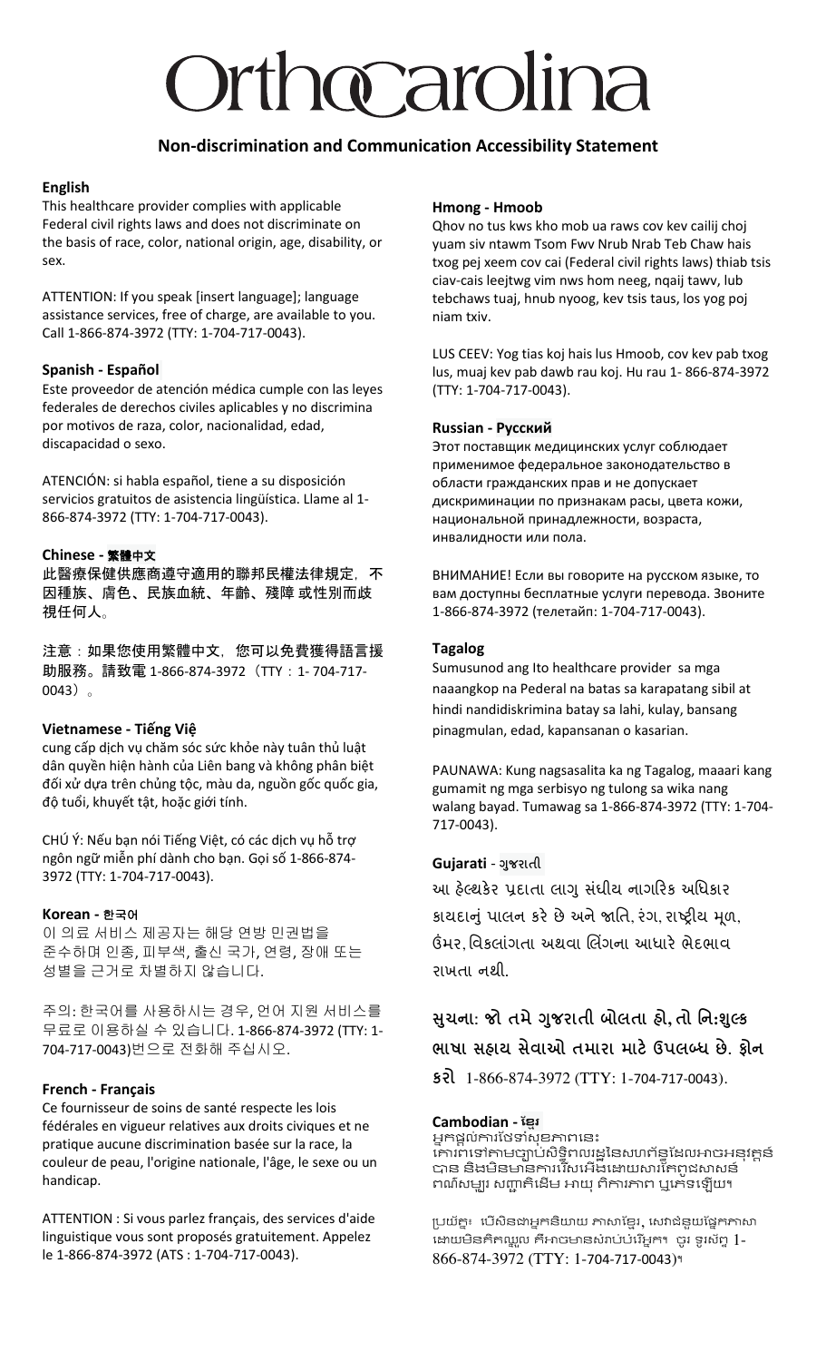# OrthoCarolina

## Non-discrimination and Communication Accessibility Statement

### English

This healthcare provider complies with applicable Federal civil rights laws and does not discriminate on the basis of race, color, national origin, age, disability, or sex.

ATTENTION: If you speak [insert language]; language assistance services, free of charge, are available to you. Call 1-866-874-3972 (TTY: 1-704-717-0043).

### Spanish - Español

Este proveedor de atención médica cumple con las leyes federales de derechos civiles aplicables y no discrimina por motivos de raza, color, nacionalidad, edad, discapacidad o sexo.

ATENCIÓN: si habla español, tiene a su disposición servicios gratuitos de asistencia lingüística. Llame al 1-866-874-3972 (TTY: 1-704-717-0043).

### Chinese - 繁體中文

**此醫療保健供應商遵守適用的聯邦民權法律規定，不因種族、膚色、民族血統、年齡、殘障 或性別而歧視任何人。**

注意：如果您使用繁體中文，您可以免費獲得語言援助服務。請致電 1-866-874-3972（TTY：1- 704-717-0043）。

### Vietnamese - Tiếng Việ

cung cấp dịch vụ chăm sóc sức khỏe này tuân thủ luật dân quyền hiện hành của Liên bang và không phân biệt đối xử dựa trên chủng tộc, màu da, nguồn gốc quốc gia, độ tuổi, khuyết tật, hoặc giới tính.

CHÚ Ý: Nếu bạn nói Tiếng Việt, có các dịch vụ hỗ trợ ngôn ngữ miễn phí dành cho bạn. Gọi số 1-866-874-3972 (TTY: 1-704-717-0043).

### Korean - 한국어

이 의료 서비스 제공자는 해당 연방 민권법을 준수하며 인종, 피부색, 출신 국가, 연령, 장애 또는 성별을 근거로 차별하지 않습니다.

주의: 한국어를 사용하시는 경우, 언어 지원 서비스를 무료로 이용하실 수 있습니다. 1-866-874-3972 (TTY: 1-704-717-0043)번으로 전화해 주십시오.

### French - Français

Ce fournisseur de soins de santé respecte les lois fédérales en vigueur relatives aux droits civiques et ne pratique aucune discrimination basée sur la race, la couleur de peau, l'origine nationale, l'âge, le sexe ou un handicap.

ATTENTION : Si vous parlez français, des services d'aide linguistique vous sont proposés gratuitement. Appelez le 1-866-874-3972 (ATS : 1-704-717-0043).

### Hmong - Hmoob

Qhov no tus kws kho mob ua raws cov kev cailij choj yuam siv ntawm Tsom Fwv Nrub Nrab Teb Chaw hais txog pej xeem cov cai (Federal civil rights laws) thiab tsis ciav-cais leejtwg vim nws hom neeg, nqaij tawv, lub tebchaws tuaj, hnub nyoog, kev tsis taus, los yog poj niam txiv.

LUS CEEV: Yog tias koj hais lus Hmoob, cov kev pab txog lus, muaj kev pab dawb rau koj. Hu rau 1- 866-874-3972 (TTY: 1-704-717-0043).

### Russian - Русский

Этот поставщик медицинских услуг соблюдает применимое федеральное законодательство в области гражданских прав и не допускает дискриминации по признакам расы, цвета кожи, национальной принадлежности, возраста, инвалидности или пола.

ВНИМАНИЕ! Если вы говорите на русском языке, то вам доступны бесплатные услуги перевода. Звоните 1-866-874-3972 (телетайп: 1-704-717-0043).

### Tagalog

Sumusunod ang Ito healthcare provider sa mga naaangkop na Pederal na batas sa karapatang sibil at hindi nandidiskrimina batay sa lahi, kulay, bansang pinagmulan, edad, kapansanan o kasarian.

PAUNAWA: Kung nagsasalita ka ng Tagalog, maaari kang gumamit ng mga serbisyo ng tulong sa wika nang walang bayad. Tumawag sa 1-866-874-3972 (TTY: 1-704-717-0043).

### Gujarati - ગુજરાતી

આ હેલ્થકેર પ્રદાતા લાગુ સંઘીય નાગરિક અધિકાર કાયદાનું પાલન કરે છે અને જાતિ, રંગ, રાષ્ટ્રીય મૂળ, ઉંમર, વિકલાંગતા અથવા લિંગના આધારે ભેદભાવ રાખતા નથી.

**સુચના: જો તમે ગુજરાતી બોલતા હો, તો નિ:શુલ્ક ભાષા સહાય સેવાઓ તમારા માટે ઉપલબ્ધ છે. ફોન કરો** 1-866-874-3972 (TTY: 1-704-717-0043).

### Cambodian - ខ្មែរ

អ្នកផ្តល់ការថែទាំសុខភាពនេះ គោរពទៅតាមច្បាប់សិទ្ធិពលរដ្ឋនៃសហព័ន្ធដែលអាចអនុវត្តបាន និងមិនមានការរើសអើងដោយសារតែពូជសាសន៍ ពណ៌សម្បុរ សញ្ជាតិដើម អាយុ ពិការភាព ឬភេទឡើយ។

ប្រយ័ត្ន៖ បើសិនជាអ្នកនិយាយ ភាសាខ្មែរ, សេវាជំនួយផ្នែកភាសា ដោយមិនគិតឈ្នួល គឺអាចមានសំរាប់បំរើអ្នក។ ចូរ ទូរស័ព្ទ 1-866-874-3972 (TTY: 1-704-717-0043)។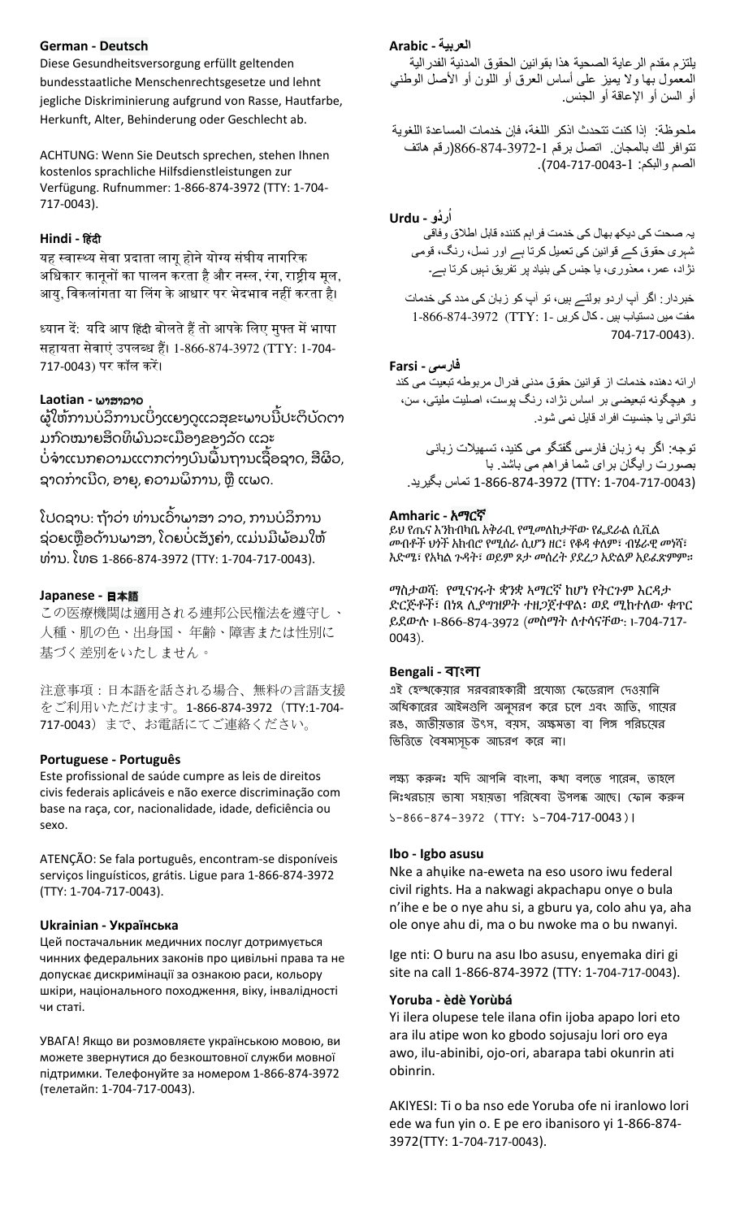**German - Deutsch**

Diese Gesundheitsversorgung erfüllt geltenden bundesstaatliche Menschenrechtsgesetze und lehnt jegliche Diskriminierung aufgrund von Rasse, Hautfarbe, Herkunft, Alter, Behinderung oder Geschlecht ab.

ACHTUNG: Wenn Sie Deutsch sprechen, stehen Ihnen kostenlos sprachliche Hilfsdienstleistungen zur Verfügung. Rufnummer: 1-866-874-3972 (TTY: 1-704-717-0043).

**Hindi - हिंदी**

यह स्वास्थ्य सेवा प्रदाता लागू होने योग्य संघीय नागरिक अधिकार कानूनों का पालन करता है और नस्ल, रंग, राष्ट्रीय मूल, आयु, विकलांगता या लिंग के आधार पर भेदभाव नहीं करता है।

ध्यान दें: यदि आप हिंदी बोलते हैं तो आपके लिए मुफ्त में भाषा सहायता सेवाएं उपलब्ध हैं। 1-866-874-3972 (TTY: 1-704-717-0043) पर कॉल करें।

**Laotian - ພາສາລາວ**

ຜູ້ໃຫ້ການບໍລິການເບິ່ງແຍງດູແລສຸຂະພາບນີ້ປະຕິບັດຕາມກົດໝາຍສິດທິພົນລະເມືອງຂອງລັດ ແລະ ບໍ່ຈຳແນກຄວາມແຕກຕ່າງບົນພື້ນຖານເຊື້ອຊາດ, ສີຜິວ, ຊາດກຳເນີດ, ອາຍຸ, ຄວາມພິການ, ຫຼື ແພດ.

ໂປດຊາບ: ຖ້າວ່າ ທ່ານເວົ້າພາສາ ລາວ, ການບໍລິການຊ່ວຍເຫຼືອດ້ານພາສາ, ໂດຍບໍ່ເສັຽຄ່າ, ແມ່ນມີພ້ອມໃຫ້ທ່ານ. ໂທຣ 1-866-874-3972 (TTY: 1-704-717-0043).

**Japanese - 日本語**

この医療機関は適用される連邦公民権法を遵守し、人種、肌の色、出身国、年齢、障害または性別に基づく差別をいたしません。

注意事項：日本語を話される場合、無料の言語支援をご利用いただけます。1-866-874-3972（TTY:1-704-717-0043）まで、お電話にてご連絡ください。

**Portuguese - Português**

Este profissional de saúde cumpre as leis de direitos civis federais aplicáveis e não exerce discriminação com base na raça, cor, nacionalidade, idade, deficiência ou sexo.

ATENÇÃO: Se fala português, encontram-se disponíveis serviços linguísticos, grátis. Ligue para 1-866-874-3972 (TTY: 1-704-717-0043).

**Ukrainian - Українська**

Цей постачальник медичних послуг дотримується чинних федеральних законів про цивільні права та не допускає дискримінації за ознакою раси, кольору шкіри, національного походження, віку, інвалідності чи статі.

УВАГА! Якщо ви розмовляєте українською мовою, ви можете звернутися до безкоштовної служби мовної підтримки. Телефонуйте за номером 1-866-874-3972 (телетайп: 1-704-717-0043).

**Arabic - العربية**

يلتزم مقدم الرعاية الصحية هذا بقوانين الحقوق المدنية الفدرالية المعمول بها ولا يميز على أساس العرق أو اللون أو الأصل الوطني أو السن أو الإعاقة أو الجنس.

ملحوظة: إذا كنت تتحدث اذكر اللغة، فإن خدمات المساعدة اللغوية تتوافر لك بالمجان. اتصل برقم 1-3972-874-866(رقم هاتف الصم والبكم: 1-0043-717-704).

**Urdu - اُردُو**

یہ صحت کی دیکھ بھال کی خدمت فراہم کنندہ قابل اطلاق وفاقی شہری حقوق کے قوانین کی تعمیل کرتا ہے اور نسل، رنگ، قومی نژاد، عمر، معذوری، یا جنس کی بنیاد پر تفریق نہیں کرتا ہے۔

خبردار: اگر آپ اردو بولتے ہیں، تو آپ کو زبان کی مدد کی خدمات مفت میں دستیاب ہیں ۔ کال کریں 1-866-874-3972 (TTY: 1-704-717-0043).

**Farsi - فارسی**

ارائه دهنده خدمات از قوانین حقوق مدنی فدرال مربوطه تبعیت می کند و هیچگونه تبعیضی بر اساس نژاد، رنگ پوست، اصلیت ملیتی، سن، ناتوانی یا جنسیت افراد قایل نمی شود.

توجه: اگر به زبان فارسی گفتگو می کنید، تسهیلات زبانی بصورت رایگان برای شما فراهم می باشد. با 1-866-874-3972 (TTY: 1-704-717-0043) تماس بگیرید.

**Amharic - አማርኛ**

ይህ የጤና እንክብካቤ አቅራቢ የሚመለከታቸው የፌደራል ሲቪል መብቶች ህጎች አክብሮ የሚሰራ ሲሆን ዘር፣ የቆዳ ቀለም፣ ብሄራዊ መነሻ፣ እድሜ፣ የአካል ጉዳት፣ ወይም ጾታ መሰረት ያደረጋ አድልዎ አይፈጽምም።

ማስታወሻ: የሚናገሩት ቋንቋ ኣማርኛ ከሆነ የትርጉም እርዳታ ድርጅቶች፣ በነጻ ሊያግዝዎት ተዘጋጀተዋል፡ ወደ ሚከተለው ቁጥር ይደውሉ 1-866-874-3972 (መስማት ለተሳናቸው: 1-704-717-0043).

**Bengali - বাংলা**

এই হেল্থকেয়ার সরবরাহকারী প্রযোজ্য ফেডেরাল দেওয়ানি অধিকারের আইনগুলি অনুসরণ করে চলে এবং জাতি, গায়ের রঙ, জাতীয়তার উৎস, বয়স, অক্ষমতা বা লিঙ্গ পরিচয়ের ভিত্তিতে বৈষম্যসূচক আচরণ করে না।

লক্ষ্য করুনঃ যদি আপনি বাংলা, কথা বলতে পারেন, তাহলে নিঃখরচায় ভাষা সহায়তা পরিষেবা উপলব্ধ আছে। ফোন করুন ১-866-874-3972 (TTY: ১-704-717-0043)।

**Ibo - Igbo asusu**

Nke a ahụike na-eweta na eso usoro iwu federal civil rights. Ha a nakwagi akpachapu onye o bula n'ihe e be o nye ahu si, a gburu ya, colo ahu ya, aha ole onye ahu di, ma o bu nwoke ma o bu nwanyi.

Ige nti: O buru na asu Ibo asusu, enyemaka diri gi site na call 1-866-874-3972 (TTY: 1-704-717-0043).

**Yoruba - èdè Yorùbá**

Yi ilera olupese tele ilana ofin ijoba apapo lori eto ara ilu atipe won ko gbodo sojusaju lori oro eya awo, ilu-abinibi, ojo-ori, abarapa tabi okunrin ati obinrin.

AKIYESI: Ti o ba nso ede Yoruba ofe ni iranlowo lori ede wa fun yin o. E pe ero ibanisoro yi 1-866-874-3972(TTY: 1-704-717-0043).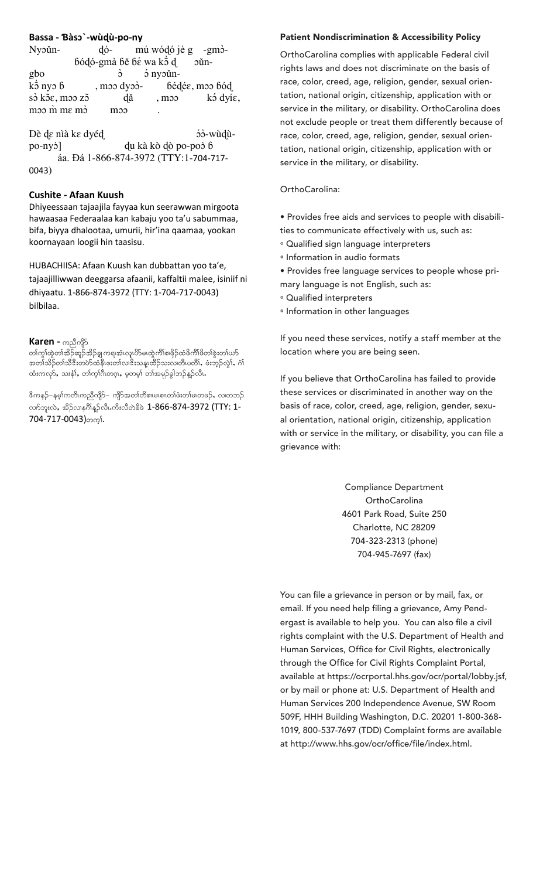**Bassa - Ɓàsɔ̀-wùɖù-po-ny**

Nyɔ̀ŭn- ɖó- mú wóɖó jè g -gmɔ̀- ɓóɖó-gmà ɓě ɓé wa kɔ̃̀ ɖ ɔ̀ŭn-gbo ɔ̀ ɔ́ nyɔ̀ŭn-kɔ̃̀ nyɔ ɓ , mɔɔ dyɔ̀ɔ̀- ɓéɖéɛ, mɔɔ ɓóɖ sɔ̀ kɔ̃ɛ, mɔɔ zɔ̃ ɖǎ , mɔɔ kɔ́ dyíɛ, mɔɔ m̀ mɛ mɔ̀ mɔɔ .

Dè ɖɛ nìà kɛ dyéɖ ɔ̀ɔ̀-wùɖù-po-nyɔ̀] ɖu kà kò ɖò po-poɔ̀ ɓ áa. Ɖá 1-866-874-3972 (TTY:1-704-717-0043)

**Cushite - Afaan Kuush**

Dhiyeessaan tajaajila fayyaa kun seerawwan mirgoota hawaasaa Federaalaa kan kabaju yoo ta'u sabummaa, bifa, biyya dhalootaa, umurii, hir'ina qaamaa, yookan koornayaan loogii hin taasisu.

HUBACHIISA: Afaan Kuush kan dubbattan yoo ta'e, tajaajilliwwan deeggarsa afaanii, kaffaltii malee, isiniif ni dhiyaatu. 1-866-874-3972 (TTY: 1-704-717-0043) bilbilaa.

**Karen -** ကညီကျိာ်

တၢ်ကွၢ်ထွဲတၢ်အိဉ်ဆူဉ်အိဉ်ချ့ကရၢအံၤလူၤပိာ်မၤထွဲကိၢ်စၢဖိဉ်ထံဖိကိၢ်ဖိတၢ်ခွဲးတၢ်ယာ် အတၢ်သိဉ်တၢ်သီဒီးတဟ်ထံနီၢ်ဖးတၢ်လၢဒိးသန့ၤထီဉ်သးလၢတၢ်ပတိၢ်, ဖံးဘ့ဉ်လွဲၢ်, ဂံၢ် ထံးကလှာ်, သးနံၢ်, တၢ်ကူၢ်ဂံၢ်တဂ့ၤ, မ့တမ့ၢ် တၢ်အမုဉ်ခွါဘဉ်နူဉ်လီၤ.

ဒိကနဉ်–နမ့ၢ်ကတိၤကညီကျိာ်– ကျိာ်အတၢ်တိစၢၤမၤစၢၤတၢ်ဖံးတၢ်မၤတဖဉ်, လၢတဘဉ် လဲာ်ဘူးလဲ, အိဉ်လၢနဂီၢ်နူဉ်လီၤ.ကိးလီတဲစိဖဲ 1-866-874-3972 (TTY: 1-704-717-0043)တက့ၢ်.

**Patient Nondiscrimination & Accessibility Policy**

OrthoCarolina complies with applicable Federal civil rights laws and does not discriminate on the basis of race, color, creed, age, religion, gender, sexual orientation, national origin, citizenship, application with or service in the military, or disability. OrthoCarolina does not exclude people or treat them differently because of race, color, creed, age, religion, gender, sexual orientation, national origin, citizenship, application with or service in the military, or disability.

OrthoCarolina:

- Provides free aids and services to people with disabilities to communicate effectively with us, such as:
  - Qualified sign language interpreters
  - Information in audio formats
- Provides free language services to people whose primary language is not English, such as:
  - Qualified interpreters
  - Information in other languages

If you need these services, notify a staff member at the location where you are being seen.

If you believe that OrthoCarolina has failed to provide these services or discriminated in another way on the basis of race, color, creed, age, religion, gender, sexual orientation, national origin, citizenship, application with or service in the military, or disability, you can file a grievance with:

Compliance Department
OrthoCarolina
4601 Park Road, Suite 250
Charlotte, NC 28209
704-323-2313 (phone)
704-945-7697 (fax)

You can file a grievance in person or by mail, fax, or email. If you need help filing a grievance, Amy Pendergast is available to help you. You can also file a civil rights complaint with the U.S. Department of Health and Human Services, Office for Civil Rights, electronically through the Office for Civil Rights Complaint Portal, available at https://ocrportal.hhs.gov/ocr/portal/lobby.jsf, or by mail or phone at: U.S. Department of Health and Human Services 200 Independence Avenue, SW Room 509F, HHH Building Washington, D.C. 20201 1-800-368-1019, 800-537-7697 (TDD) Complaint forms are available at http://www.hhs.gov/ocr/office/file/index.html.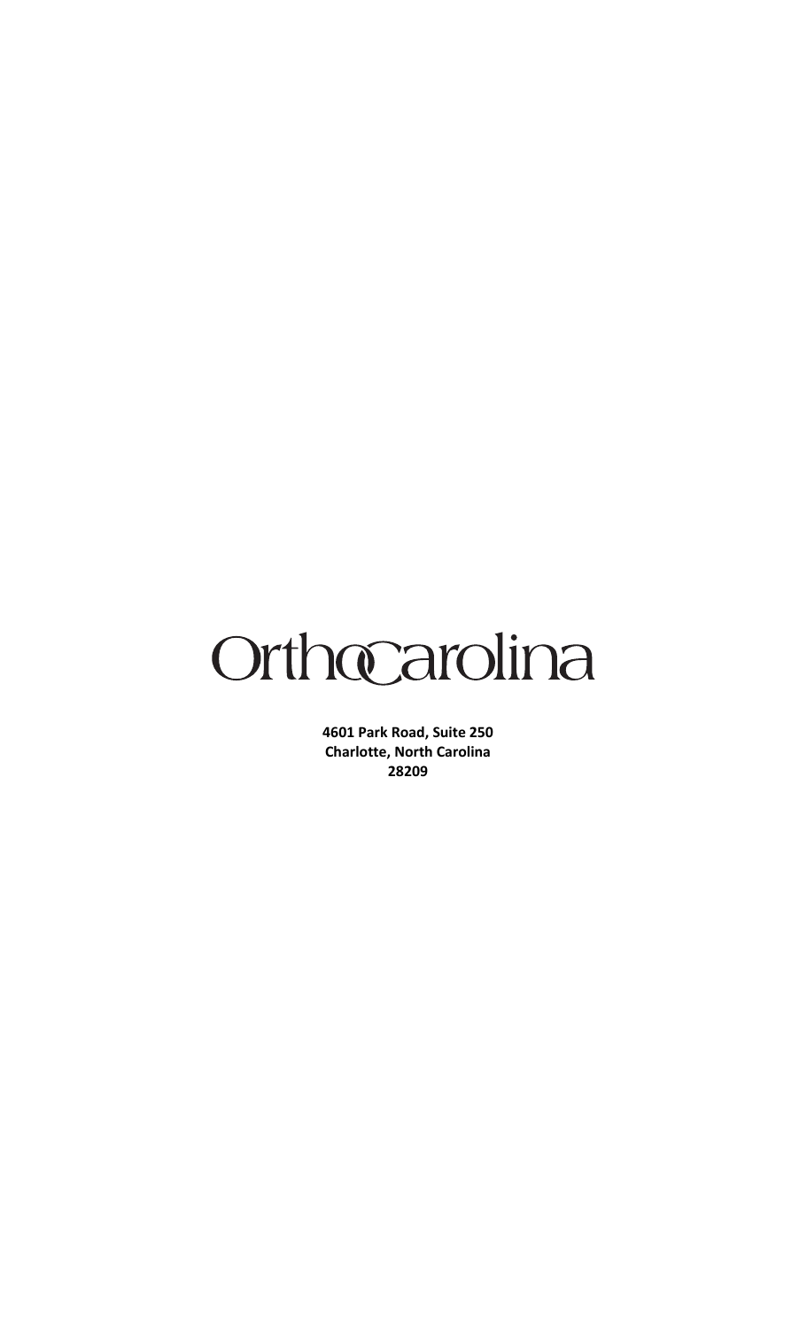OrthoCarolina

**4601 Park Road, Suite 250**
**Charlotte, North Carolina**
**28209**